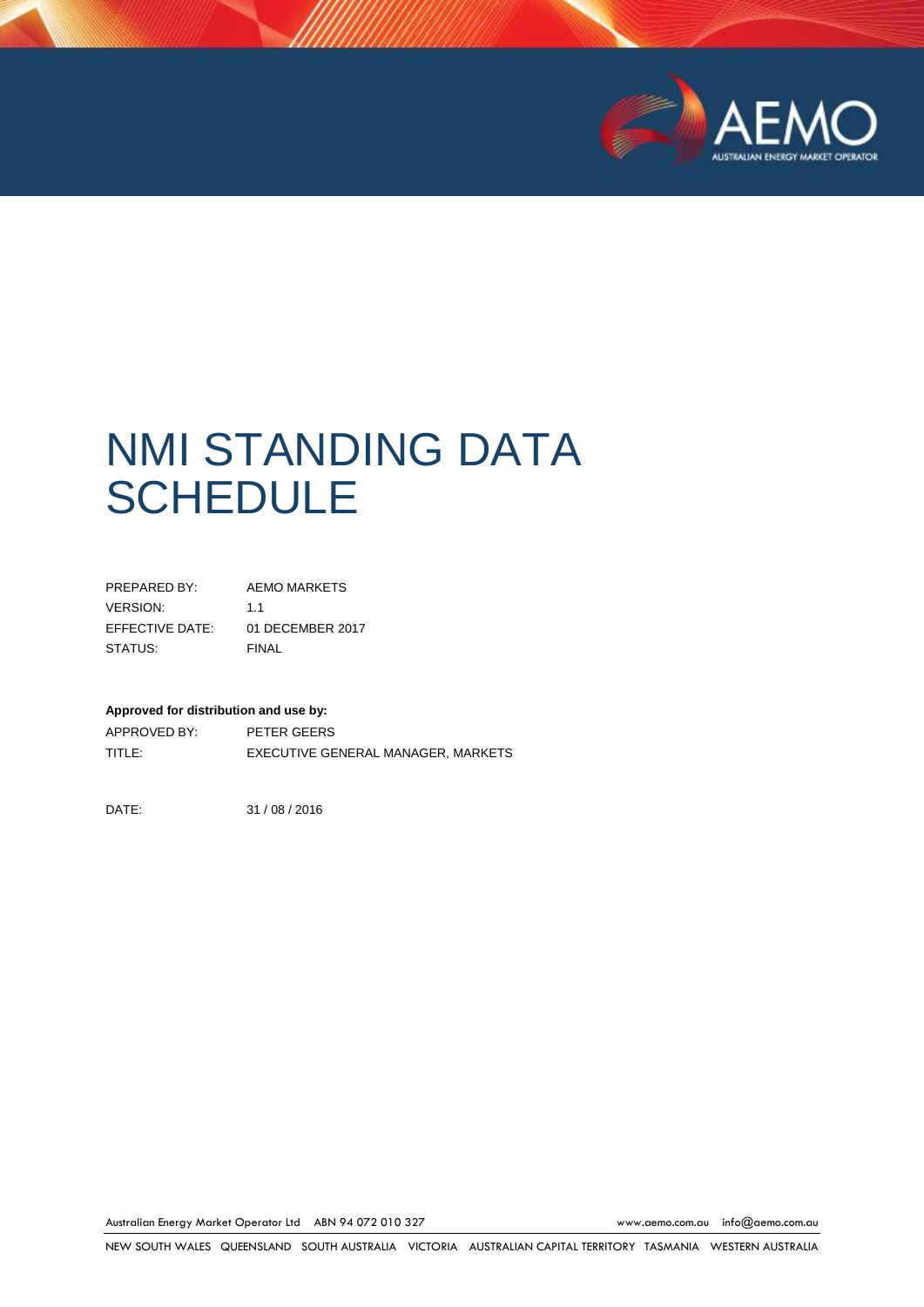# NMI STANDING DATA SCHEDULE

| | |
|---|---|
| PREPARED BY: | AEMO MARKETS |
| VERSION: | 1.1 |
| EFFECTIVE DATE: | 01 DECEMBER 2017 |
| STATUS: | FINAL |

**Approved for distribution and use by:**

| | |
|---|---|
| APPROVED BY: | PETER GEERS |
| TITLE: | EXECUTIVE GENERAL MANAGER, MARKETS |

DATE: 31 / 08 / 2016

Australian Energy Market Operator Ltd ABN 94 072 010 327 www.aemo.com.au info@aemo.com.au

NEW SOUTH WALES QUEENSLAND SOUTH AUSTRALIA VICTORIA AUSTRALIAN CAPITAL TERRITORY TASMANIA WESTERN AUSTRALIA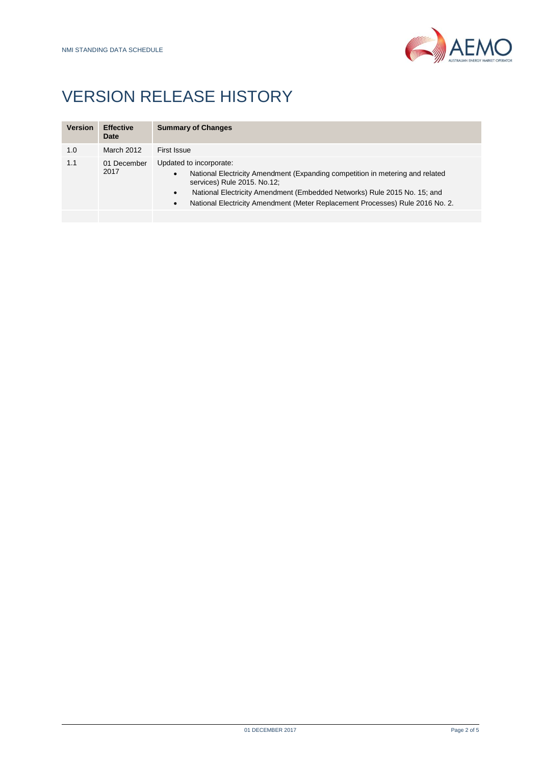# VERSION RELEASE HISTORY

| Version | Effective Date | Summary of Changes |
| --- | --- | --- |
| 1.0 | March 2012 | First Issue |
| 1.1 | 01 December 2017 | Updated to incorporate:<br>• National Electricity Amendment (Expanding competition in metering and related services) Rule 2015. No.12;<br>• National Electricity Amendment (Embedded Networks) Rule 2015 No. 15; and<br>• National Electricity Amendment (Meter Replacement Processes) Rule 2016 No. 2. |
| | | |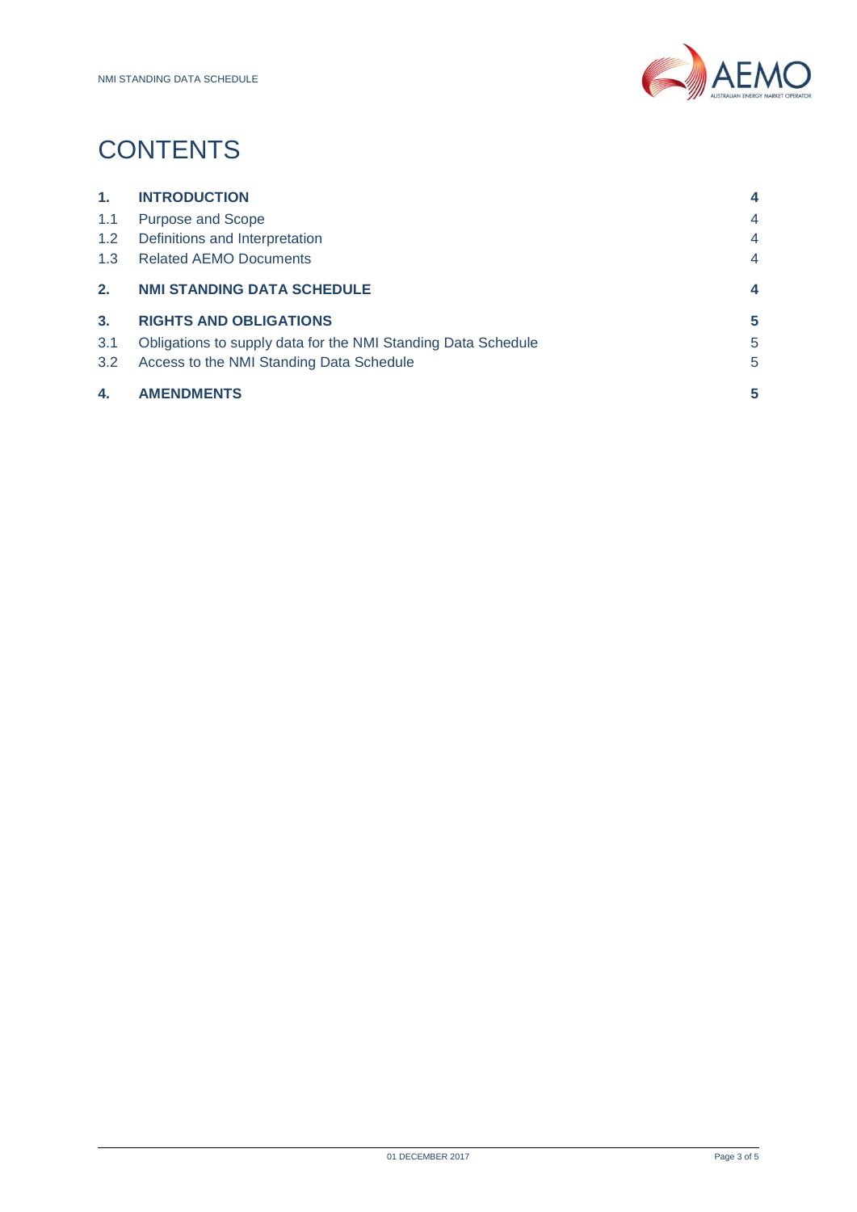# CONTENTS

| | | |
|---|---|---|
| **1.** | **INTRODUCTION** | **4** |
| 1.1 | Purpose and Scope | 4 |
| 1.2 | Definitions and Interpretation | 4 |
| 1.3 | Related AEMO Documents | 4 |
| **2.** | **NMI STANDING DATA SCHEDULE** | **4** |
| **3.** | **RIGHTS AND OBLIGATIONS** | **5** |
| 3.1 | Obligations to supply data for the NMI Standing Data Schedule | 5 |
| 3.2 | Access to the NMI Standing Data Schedule | 5 |
| **4.** | **AMENDMENTS** | **5** |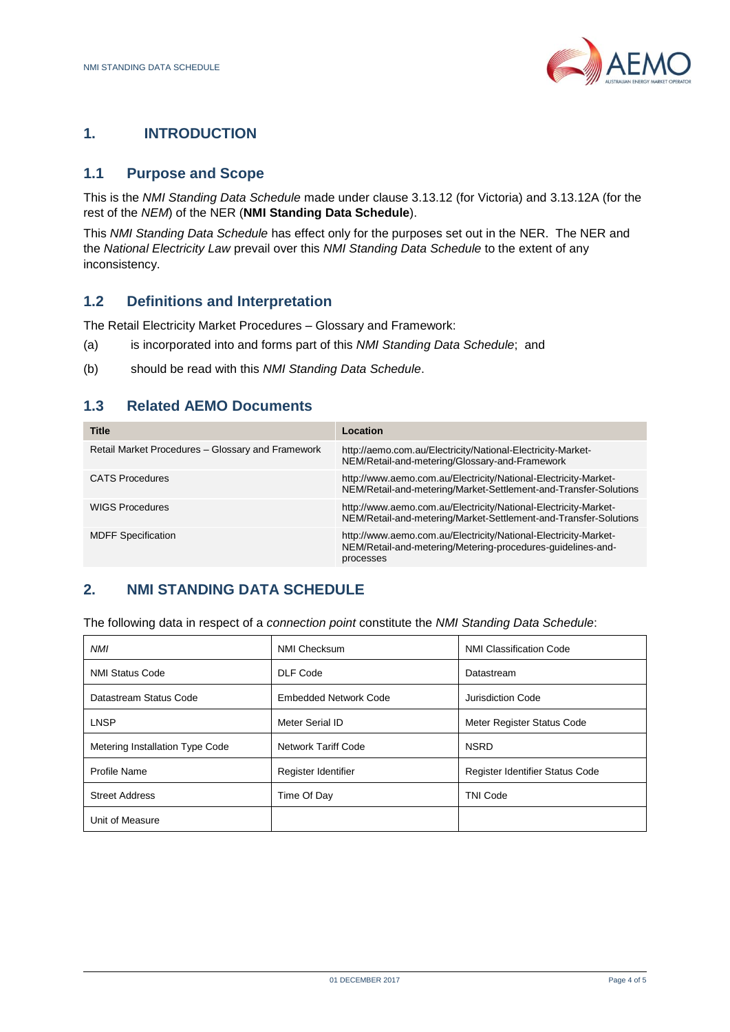# 1. INTRODUCTION

## 1.1 Purpose and Scope

This is the *NMI Standing Data Schedule* made under clause 3.13.12 (for Victoria) and 3.13.12A (for the rest of the *NEM*) of the NER (**NMI Standing Data Schedule**).

This *NMI Standing Data Schedule* has effect only for the purposes set out in the NER. The NER and the *National Electricity Law* prevail over this *NMI Standing Data Schedule* to the extent of any inconsistency.

## 1.2 Definitions and Interpretation

The Retail Electricity Market Procedures – Glossary and Framework:

(a) is incorporated into and forms part of this *NMI Standing Data Schedule*; and

(b) should be read with this *NMI Standing Data Schedule*.

## 1.3 Related AEMO Documents

| Title | Location |
|---|---|
| Retail Market Procedures – Glossary and Framework | http://aemo.com.au/Electricity/National-Electricity-Market-NEM/Retail-and-metering/Glossary-and-Framework |
| CATS Procedures | http://www.aemo.com.au/Electricity/National-Electricity-Market-NEM/Retail-and-metering/Market-Settlement-and-Transfer-Solutions |
| WIGS Procedures | http://www.aemo.com.au/Electricity/National-Electricity-Market-NEM/Retail-and-metering/Market-Settlement-and-Transfer-Solutions |
| MDFF Specification | http://www.aemo.com.au/Electricity/National-Electricity-Market-NEM/Retail-and-metering/Metering-procedures-guidelines-and-processes |

# 2. NMI STANDING DATA SCHEDULE

The following data in respect of a *connection point* constitute the *NMI Standing Data Schedule*:

| | | |
|---|---|---|
| *NMI* | NMI Checksum | NMI Classification Code |
| NMI Status Code | DLF Code | Datastream |
| Datastream Status Code | Embedded Network Code | Jurisdiction Code |
| LNSP | Meter Serial ID | Meter Register Status Code |
| Metering Installation Type Code | Network Tariff Code | NSRD |
| Profile Name | Register Identifier | Register Identifier Status Code |
| Street Address | Time Of Day | TNI Code |
| Unit of Measure | | |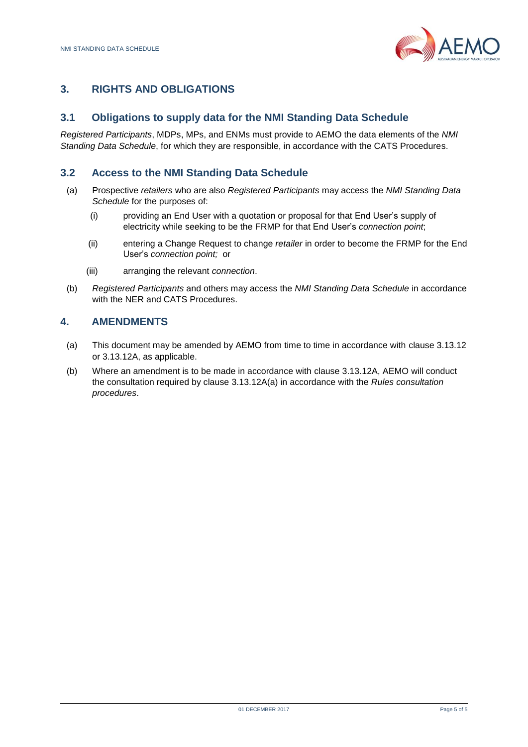## 3. RIGHTS AND OBLIGATIONS

### 3.1 Obligations to supply data for the NMI Standing Data Schedule

*Registered Participants*, MDPs, MPs, and ENMs must provide to AEMO the data elements of the *NMI Standing Data Schedule*, for which they are responsible, in accordance with the CATS Procedures.

### 3.2 Access to the NMI Standing Data Schedule

(a) Prospective *retailers* who are also *Registered Participants* may access the *NMI Standing Data Schedule* for the purposes of:

(i) providing an End User with a quotation or proposal for that End User's supply of electricity while seeking to be the FRMP for that End User's *connection point*;

(ii) entering a Change Request to change *retailer* in order to become the FRMP for the End User's *connection point;* or

(iii) arranging the relevant *connection*.

(b) *Registered Participants* and others may access the *NMI Standing Data Schedule* in accordance with the NER and CATS Procedures.

## 4. AMENDMENTS

(a) This document may be amended by AEMO from time to time in accordance with clause 3.13.12 or 3.13.12A, as applicable.

(b) Where an amendment is to be made in accordance with clause 3.13.12A, AEMO will conduct the consultation required by clause 3.13.12A(a) in accordance with the *Rules consultation procedures*.